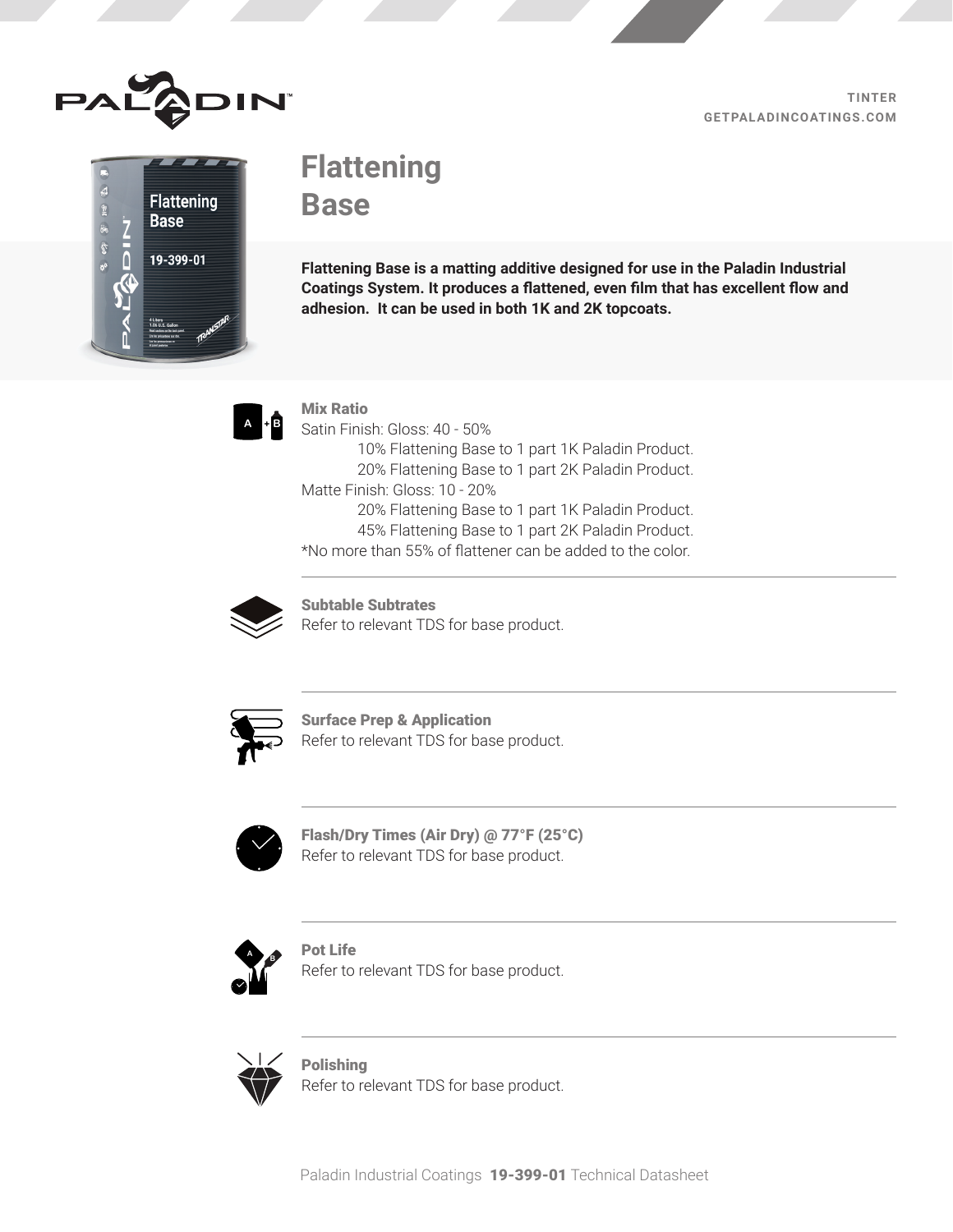TINTER
GETPALADINCOATINGS.COM

# Flattening Base

**Flattening Base is a matting additive designed for use in the Paladin Industrial Coatings System. It produces a flattened, even film that has excellent flow and adhesion. It can be used in both 1K and 2K topcoats.**

### Mix Ratio

Satin Finish: Gloss: 40 - 50%

10% Flattening Base to 1 part 1K Paladin Product.
20% Flattening Base to 1 part 2K Paladin Product.

Matte Finish: Gloss: 10 - 20%

20% Flattening Base to 1 part 1K Paladin Product.
45% Flattening Base to 1 part 2K Paladin Product.

*No more than 55% of flattener can be added to the color.

### Subtable Subtrates

Refer to relevant TDS for base product.

### Surface Prep & Application

Refer to relevant TDS for base product.

### Flash/Dry Times (Air Dry) @ 77°F (25°C)

Refer to relevant TDS for base product.

### Pot Life

Refer to relevant TDS for base product.

### Polishing

Refer to relevant TDS for base product.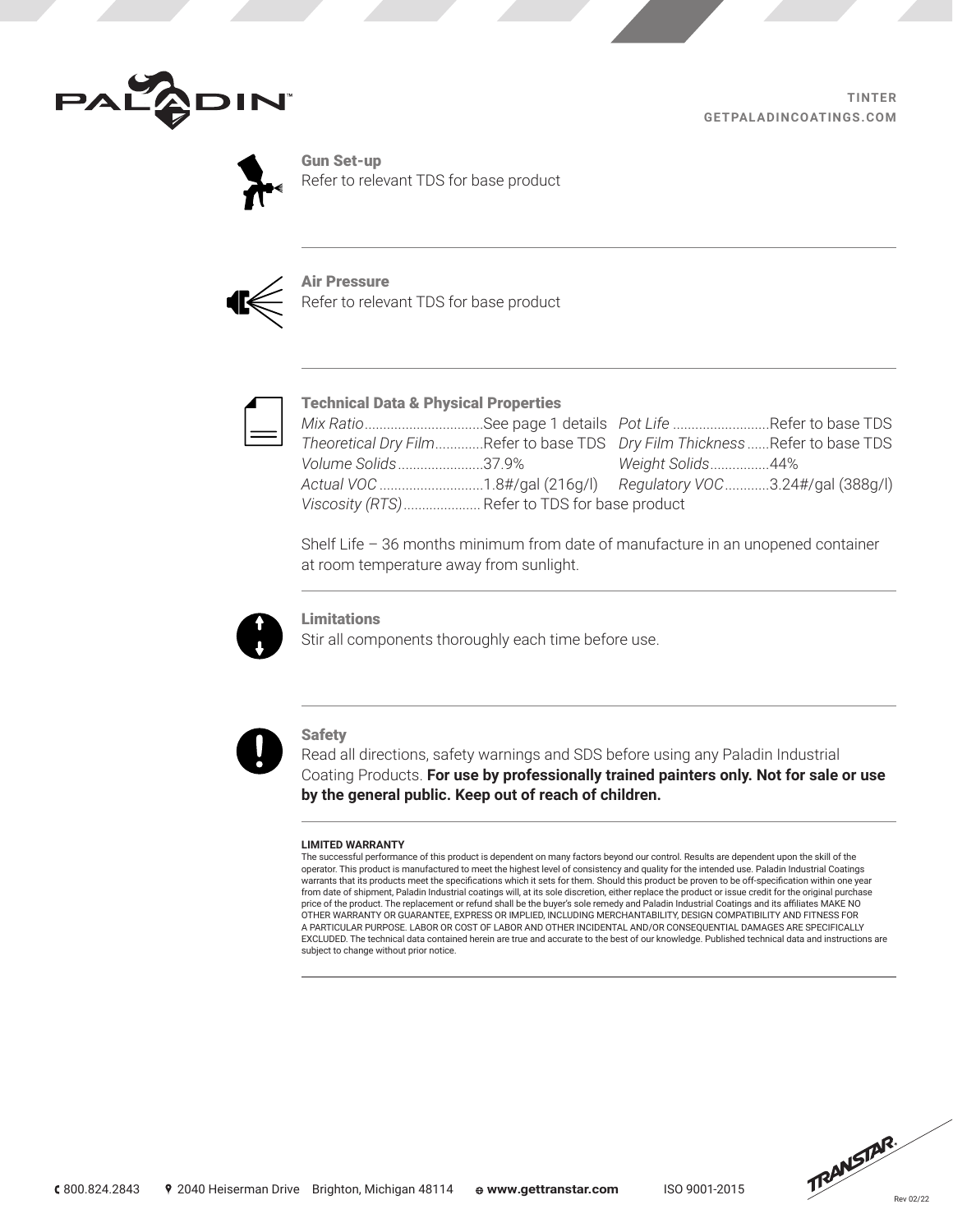## Gun Set-up

Refer to relevant TDS for base product

## Air Pressure

Refer to relevant TDS for base product

## Technical Data & Physical Properties

| | | | |
|---|---|---|---|
| *Mix Ratio* | See page 1 details | *Pot Life* | Refer to base TDS |
| *Theoretical Dry Film* | Refer to base TDS | *Dry Film Thickness* | Refer to base TDS |
| *Volume Solids* | 37.9% | *Weight Solids* | 44% |
| *Actual VOC* | 1.8#/gal (216g/l) | *Regulatory VOC* | 3.24#/gal (388g/l) |
| *Viscosity (RTS)* | Refer to TDS for base product | | |

Shelf Life – 36 months minimum from date of manufacture in an unopened container at room temperature away from sunlight.

## Limitations

Stir all components thoroughly each time before use.

## Safety

Read all directions, safety warnings and SDS before using any Paladin Industrial Coating Products. **For use by professionally trained painters only. Not for sale or use by the general public. Keep out of reach of children.**

**LIMITED WARRANTY**

The successful performance of this product is dependent on many factors beyond our control. Results are dependent upon the skill of the operator. This product is manufactured to meet the highest level of consistency and quality for the intended use. Paladin Industrial Coatings warrants that its products meet the specifications which it sets for them. Should this product be proven to be off-specification within one year from date of shipment, Paladin Industrial coatings will, at its sole discretion, either replace the product or issue credit for the original purchase price of the product. The replacement or refund shall be the buyer's sole remedy and Paladin Industrial Coatings and its affiliates MAKE NO OTHER WARRANTY OR GUARANTEE, EXPRESS OR IMPLIED, INCLUDING MERCHANTABILITY, DESIGN COMPATIBILITY AND FITNESS FOR A PARTICULAR PURPOSE. LABOR OR COST OF LABOR AND OTHER INCIDENTAL AND/OR CONSEQUENTIAL DAMAGES ARE SPECIFICALLY EXCLUDED. The technical data contained herein are true and accurate to the best of our knowledge. Published technical data and instructions are subject to change without prior notice.